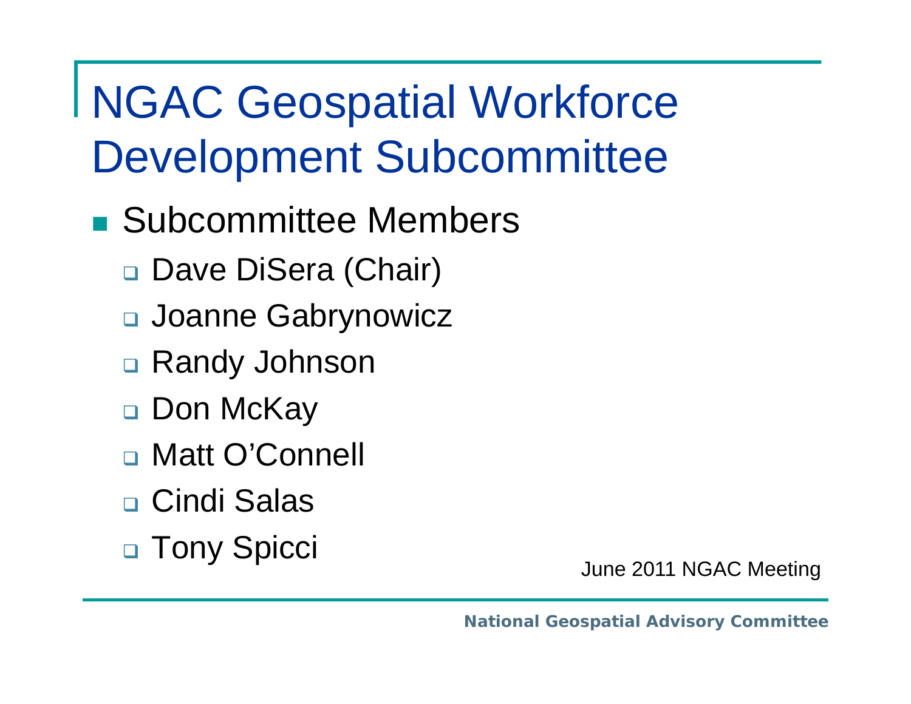# NGAC Geospatial Workforce Development Subcommittee

- Subcommittee Members
  - Dave DiSera (Chair)
  - Joanne Gabrynowicz
  - Randy Johnson
  - Don McKay
  - Matt O'Connell
  - Cindi Salas
  - Tony Spicci

June 2011 NGAC Meeting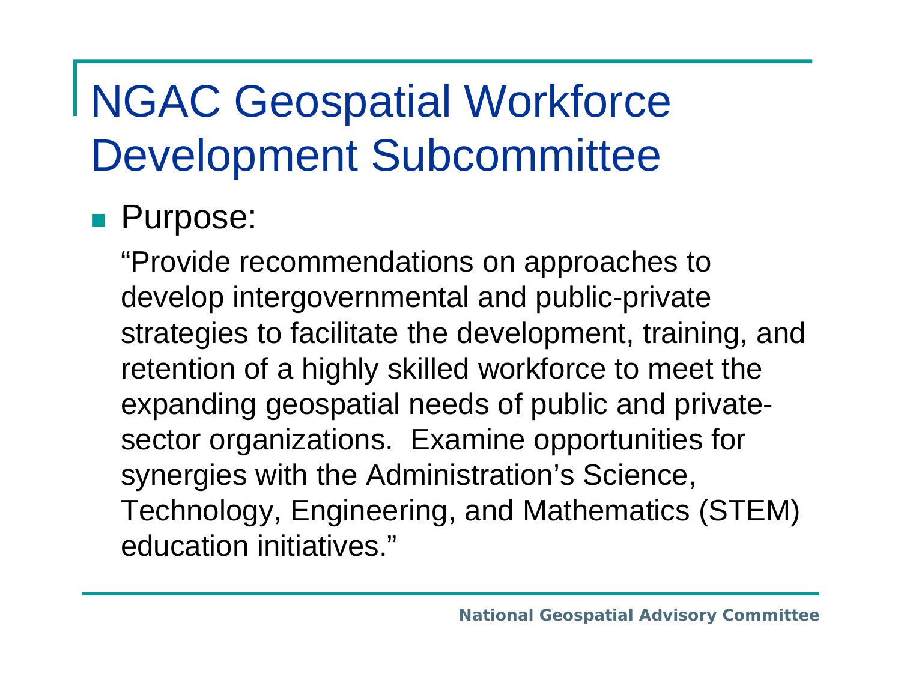# NGAC Geospatial Workforce Development Subcommittee

- Purpose:

  "Provide recommendations on approaches to develop intergovernmental and public-private strategies to facilitate the development, training, and retention of a highly skilled workforce to meet the expanding geospatial needs of public and private-sector organizations. Examine opportunities for synergies with the Administration's Science, Technology, Engineering, and Mathematics (STEM) education initiatives."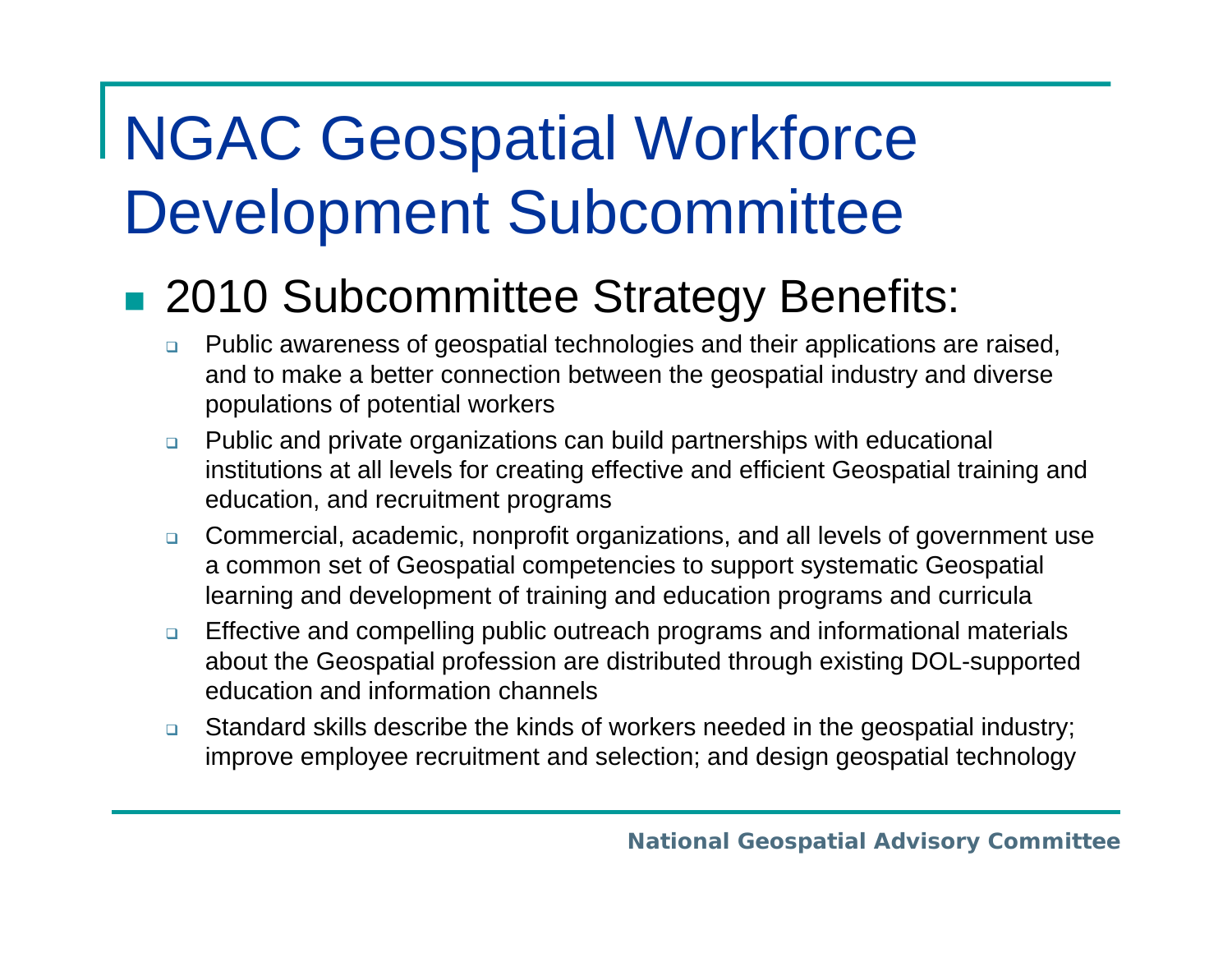# NGAC Geospatial Workforce Development Subcommittee

- 2010 Subcommittee Strategy Benefits:
  - Public awareness of geospatial technologies and their applications are raised, and to make a better connection between the geospatial industry and diverse populations of potential workers
  - Public and private organizations can build partnerships with educational institutions at all levels for creating effective and efficient Geospatial training and education, and recruitment programs
  - Commercial, academic, nonprofit organizations, and all levels of government use a common set of Geospatial competencies to support systematic Geospatial learning and development of training and education programs and curricula
  - Effective and compelling public outreach programs and informational materials about the Geospatial profession are distributed through existing DOL-supported education and information channels
  - Standard skills describe the kinds of workers needed in the geospatial industry; improve employee recruitment and selection; and design geospatial technology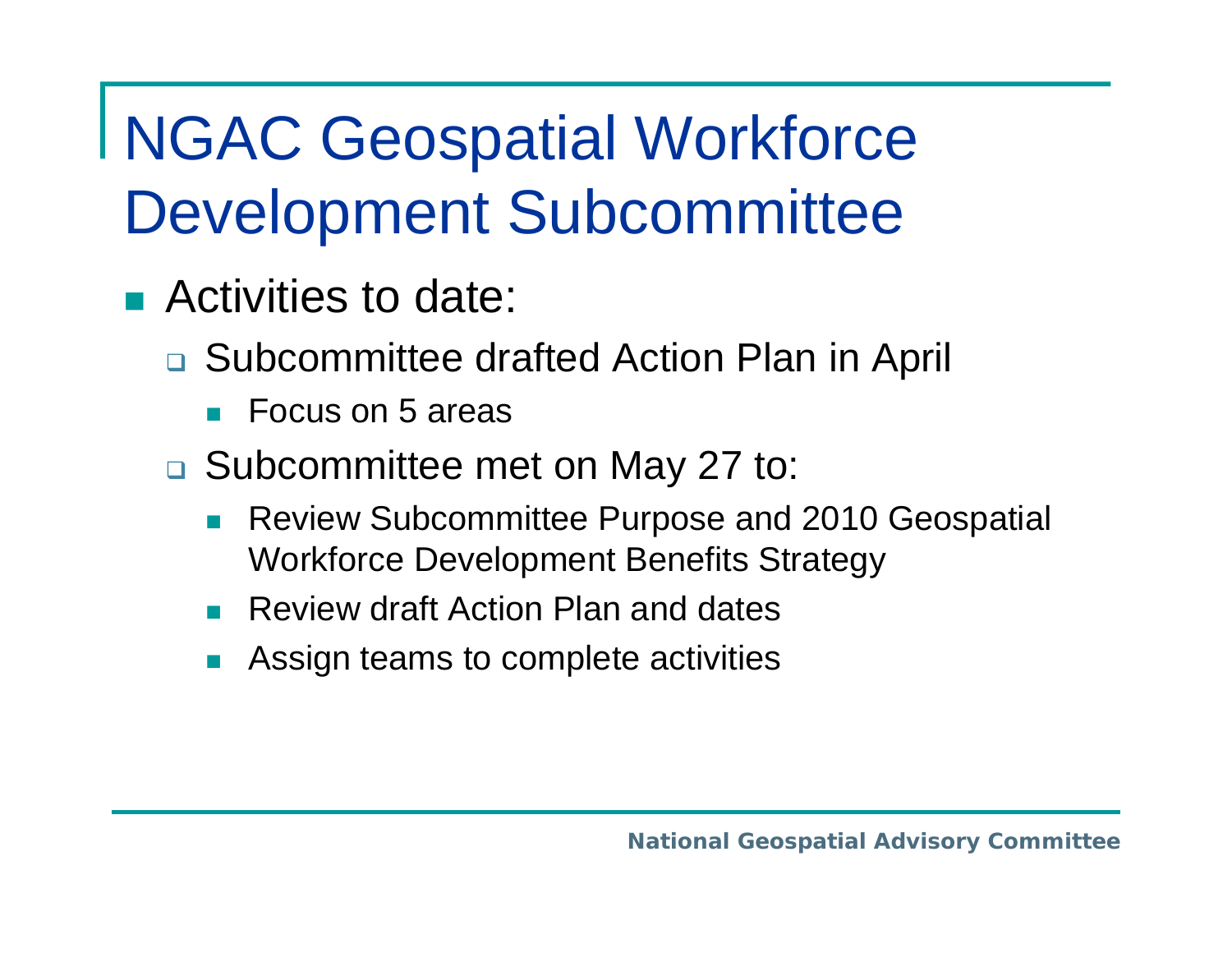# NGAC Geospatial Workforce Development Subcommittee

- Activities to date:
  - Subcommittee drafted Action Plan in April
    - Focus on 5 areas
  - Subcommittee met on May 27 to:
    - Review Subcommittee Purpose and 2010 Geospatial Workforce Development Benefits Strategy
    - Review draft Action Plan and dates
    - Assign teams to complete activities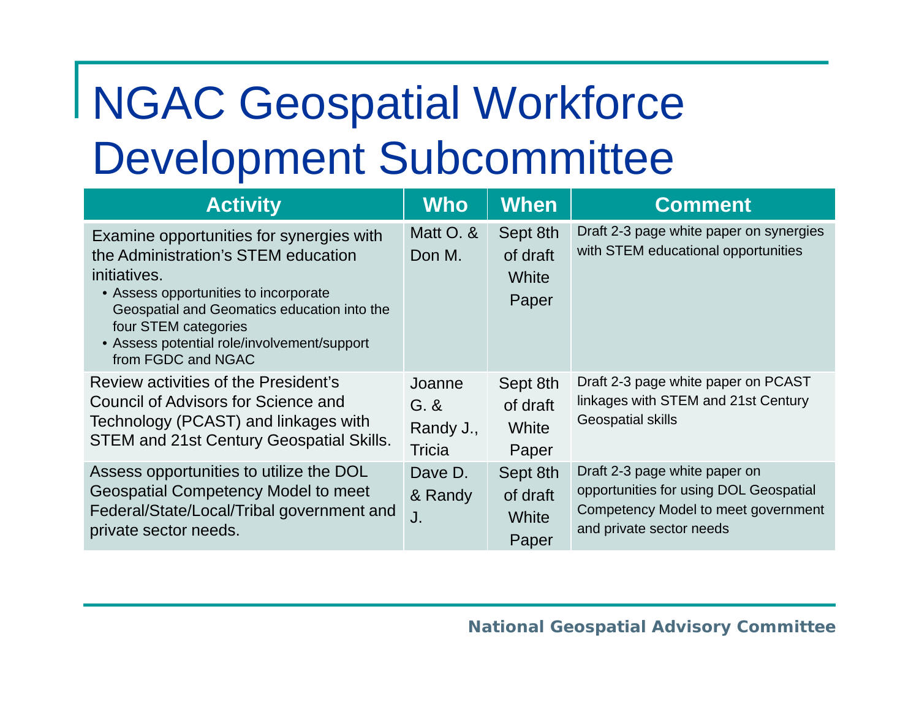# NGAC Geospatial Workforce Development Subcommittee

| Activity | Who | When | Comment |
|---|---|---|---|
| Examine opportunities for synergies with the Administration's STEM education initiatives.<br>• Assess opportunities to incorporate Geospatial and Geomatics education into the four STEM categories<br>• Assess potential role/involvement/support from FGDC and NGAC | Matt O. & Don M. | Sept 8th of draft White Paper | Draft 2-3 page white paper on synergies with STEM educational opportunities |
| Review activities of the President's Council of Advisors for Science and Technology (PCAST) and linkages with STEM and 21st Century Geospatial Skills. | Joanne G. & Randy J., Tricia | Sept 8th of draft White Paper | Draft 2-3 page white paper on PCAST linkages with STEM and 21st Century Geospatial skills |
| Assess opportunities to utilize the DOL Geospatial Competency Model to meet Federal/State/Local/Tribal government and private sector needs. | Dave D. & Randy J. | Sept 8th of draft White Paper | Draft 2-3 page white paper on opportunities for using DOL Geospatial Competency Model to meet government and private sector needs |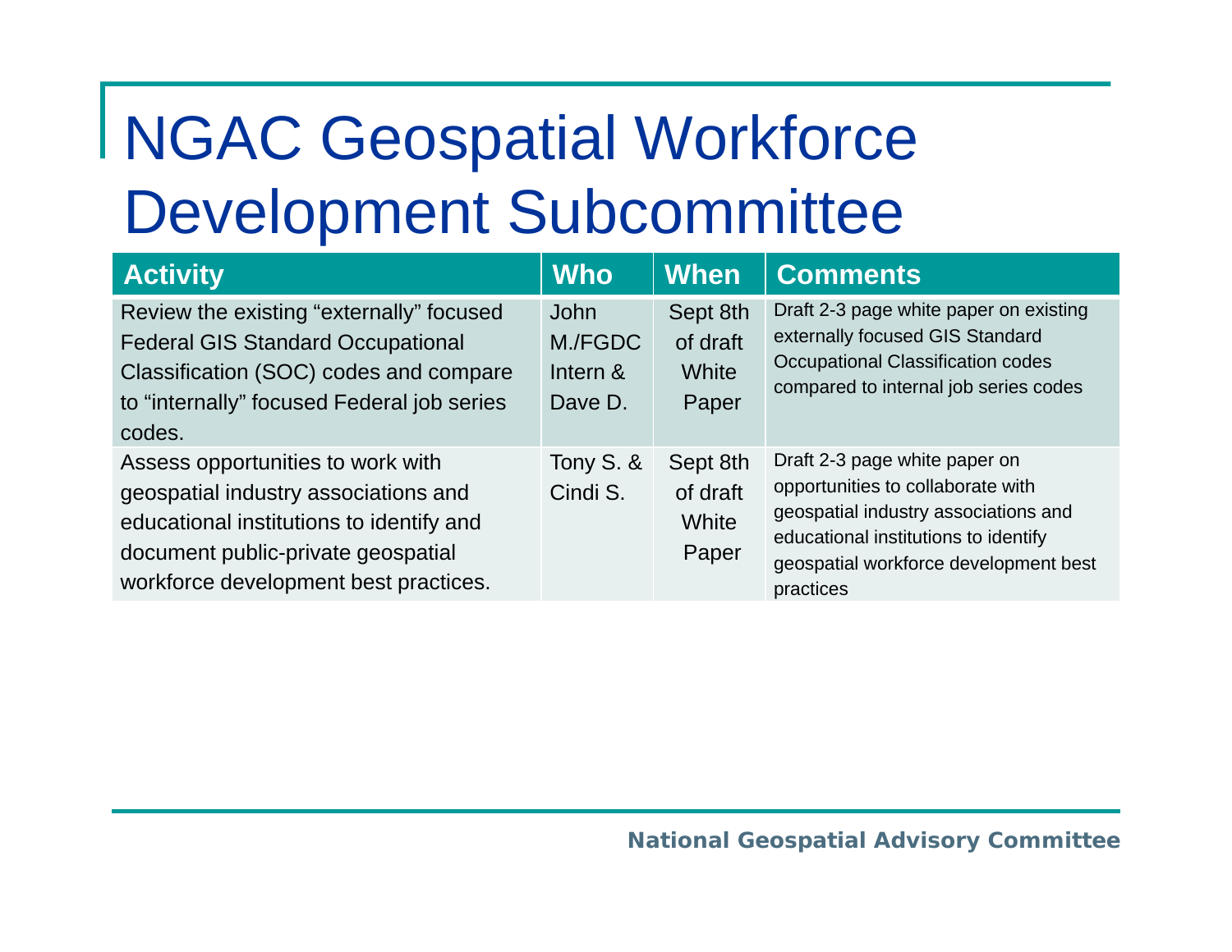# NGAC Geospatial Workforce Development Subcommittee

| Activity | Who | When | Comments |
|---|---|---|---|
| Review the existing “externally” focused Federal GIS Standard Occupational Classification (SOC) codes and compare to “internally” focused Federal job series codes. | John M./FGDC Intern & Dave D. | Sept 8th of draft White Paper | Draft 2-3 page white paper on existing externally focused GIS Standard Occupational Classification codes compared to internal job series codes |
| Assess opportunities to work with geospatial industry associations and educational institutions to identify and document public-private geospatial workforce development best practices. | Tony S. & Cindi S. | Sept 8th of draft White Paper | Draft 2-3 page white paper on opportunities to collaborate with geospatial industry associations and educational institutions to identify geospatial workforce development best practices |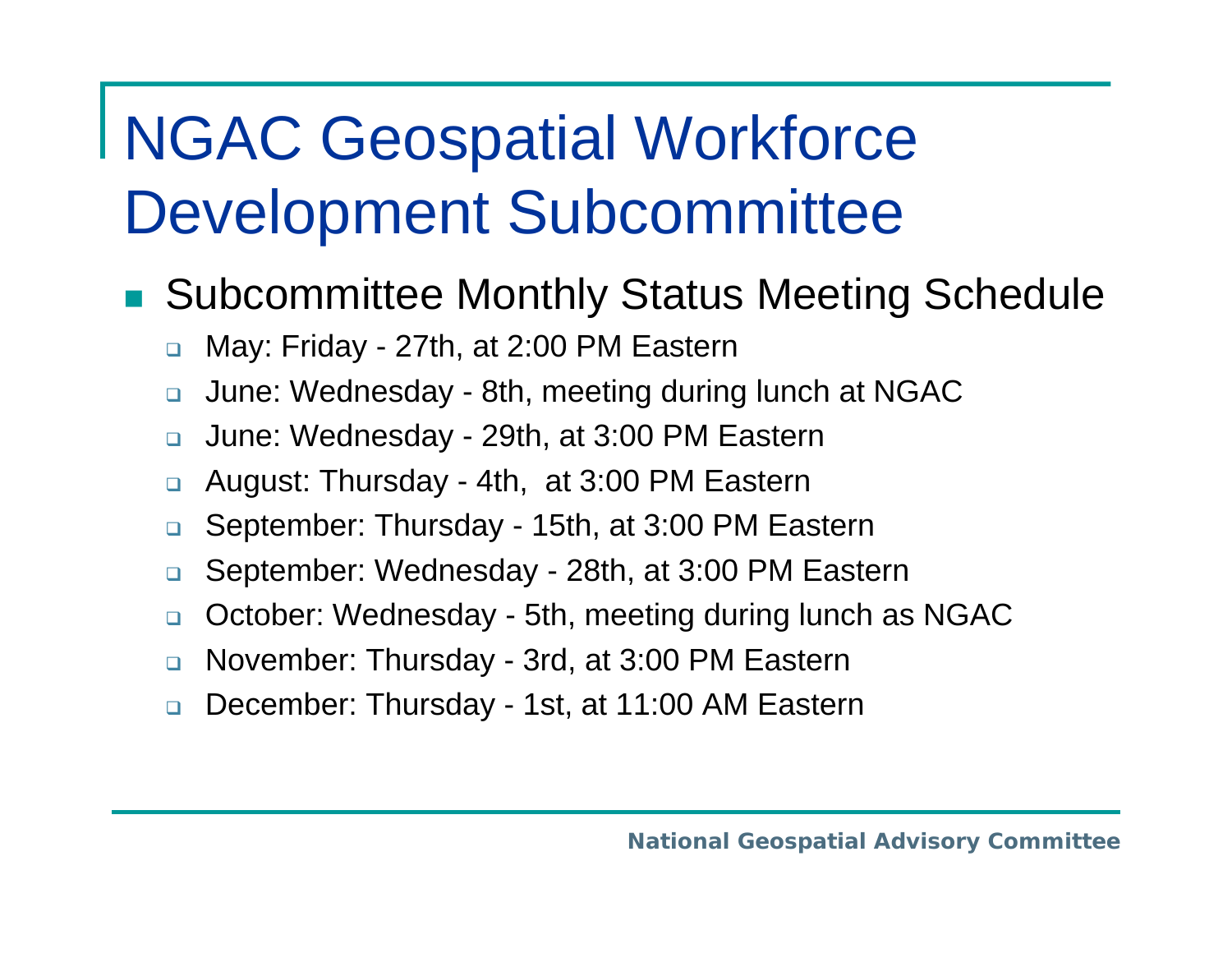# NGAC Geospatial Workforce Development Subcommittee

- Subcommittee Monthly Status Meeting Schedule
  - May: Friday - 27th, at 2:00 PM Eastern
  - June: Wednesday - 8th, meeting during lunch at NGAC
  - June: Wednesday - 29th, at 3:00 PM Eastern
  - August: Thursday - 4th,  at 3:00 PM Eastern
  - September: Thursday - 15th, at 3:00 PM Eastern
  - September: Wednesday - 28th, at 3:00 PM Eastern
  - October: Wednesday - 5th, meeting during lunch as NGAC
  - November: Thursday - 3rd, at 3:00 PM Eastern
  - December: Thursday - 1st, at 11:00 AM Eastern